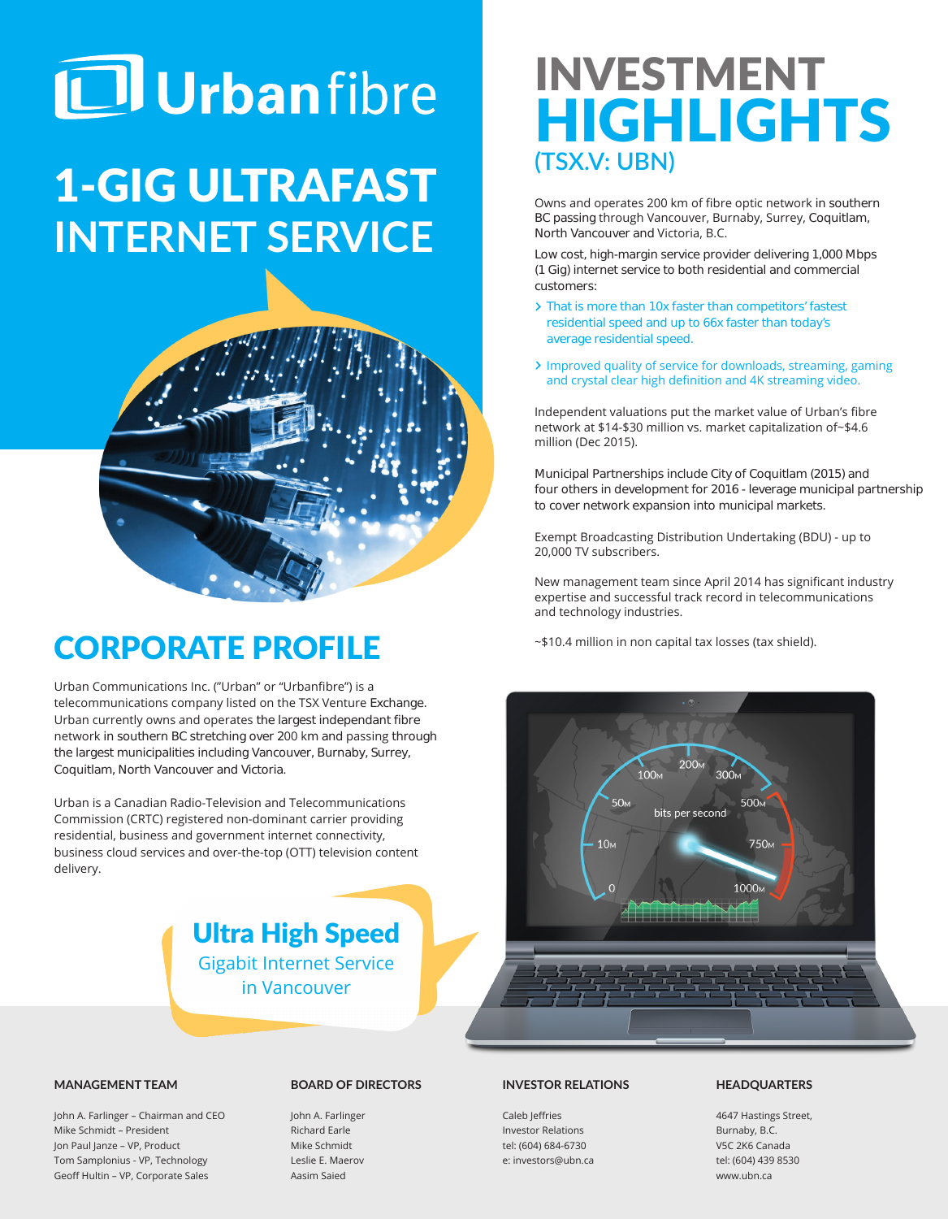# Urbanfibre

## 1-GIG ULTRAFAST INTERNET SERVICE

# INVESTMENT HIGHLIGHTS

## (TSX.V: UBN)

Owns and operates 200 km of fibre optic network in southern BC passing through Vancouver, Burnaby, Surrey, Coquitlam, North Vancouver and Victoria, B.C.

Low cost, high-margin service provider delivering 1,000 Mbps (1 Gig) internet service to both residential and commercial customers:

- That is more than 10x faster than competitors' fastest residential speed and up to 66x faster than today's average residential speed.
- Improved quality of service for downloads, streaming, gaming and crystal clear high definition and 4K streaming video.

Independent valuations put the market value of Urban's fibre network at $14-$30 million vs. market capitalization of~$4.6 million (Dec 2015).

Municipal Partnerships include City of Coquitlam (2015) and four others in development for 2016 - leverage municipal partnership to cover network expansion into municipal markets.

Exempt Broadcasting Distribution Undertaking (BDU) - up to 20,000 TV subscribers.

New management team since April 2014 has significant industry expertise and successful track record in telecommunications and technology industries.

~$10.4 million in non capital tax losses (tax shield).

## CORPORATE PROFILE

Urban Communications Inc. ("Urban" or "Urbanfibre") is a telecommunications company listed on the TSX Venture Exchange. Urban currently owns and operates the largest independant fibre network in southern BC stretching over 200 km and passing through the largest municipalities including Vancouver, Burnaby, Surrey, Coquitlam, North Vancouver and Victoria.

Urban is a Canadian Radio-Television and Telecommunications Commission (CRTC) registered non-dominant carrier providing residential, business and government internet connectivity, business cloud services and over-the-top (OTT) television content delivery.

**Ultra High Speed**
Gigabit Internet Service in Vancouver

#### MANAGEMENT TEAM

John A. Farlinger – Chairman and CEO
Mike Schmidt – President
Jon Paul Janze – VP, Product
Tom Samplonius - VP, Technology
Geoff Hultin – VP, Corporate Sales

#### BOARD OF DIRECTORS

John A. Farlinger
Richard Earle
Mike Schmidt
Leslie E. Maerov
Aasim Saied

#### INVESTOR RELATIONS

Caleb Jeffries
Investor Relations
tel: (604) 684-6730
e: investors@ubn.ca

#### HEADQUARTERS

4647 Hastings Street,
Burnaby, B.C.
V5C 2K6 Canada
tel: (604) 439 8530
www.ubn.ca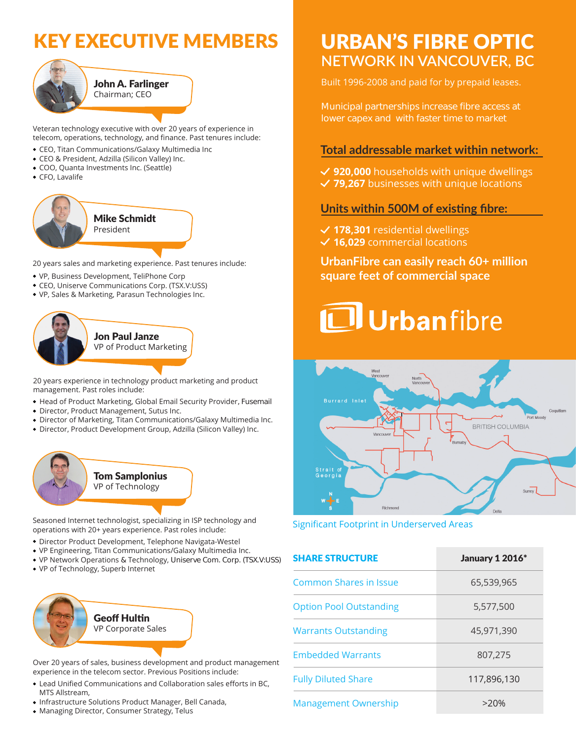# KEY EXECUTIVE MEMBERS

**John A. Farlinger**
Chairman; CEO

Veteran technology executive with over 20 years of experience in telecom, operations, technology, and finance. Past tenures include:

- CEO, Titan Communications/Galaxy Multimedia Inc
- CEO & President, Adzilla (Silicon Valley) Inc.
- COO, Quanta Investments Inc. (Seattle)
- CFO, Lavalife

**Mike Schmidt**
President

20 years sales and marketing experience. Past tenures include:

- VP, Business Development, TeliPhone Corp
- CEO, Uniserve Communications Corp. (TSX.V:USS)
- VP, Sales & Marketing, Parasun Technologies Inc.

**Jon Paul Janze**
VP of Product Marketing

20 years experience in technology product marketing and product management. Past roles include:

- Head of Product Marketing, Global Email Security Provider, Fusemail
- Director, Product Management, Sutus Inc.
- Director of Marketing, Titan Communications/Galaxy Multimedia Inc.
- Director, Product Development Group, Adzilla (Silicon Valley) Inc.

**Tom Samplonius**
VP of Technology

Seasoned Internet technologist, specializing in ISP technology and operations with 20+ years experience. Past roles include:

- Director Product Development, Telephone Navigata-Westel
- VP Engineering, Titan Communications/Galaxy Multimedia Inc.
- VP Network Operations & Technology, Uniserve Com. Corp. (TSX.V:USS)
- VP of Technology, Superb Internet

**Geoff Hultin**
VP Corporate Sales

Over 20 years of sales, business development and product management experience in the telecom sector. Previous Positions include:

- Lead Unified Communications and Collaboration sales efforts in BC, MTS Allstream,
- Infrastructure Solutions Product Manager, Bell Canada,
- Managing Director, Consumer Strategy, Telus

# URBAN'S FIBRE OPTIC NETWORK IN VANCOUVER, BC

Built 1996-2008 and paid for by prepaid leases.

Municipal partnerships increase fibre access at lower capex and with faster time to market

## Total addressable market within network:

- ✓ **920,000** households with unique dwellings
- ✓ **79,267** businesses with unique locations

## Units within 500M of existing fibre:

- ✓ **178,301** residential dwellings
- ✓ **16,029** commercial locations

**UrbanFibre can easily reach 60+ million square feet of commercial space**

Urbanfibre

West Vancouver
North Vancouver
Burrard Inlet
Coquitlam
Port Moody
BRITISH COLUMBIA
Vancouver
Burnaby
Strait of Georgia
N W E S
Surrey
Richmond
Delta

Significant Footprint in Underserved Areas

| SHARE STRUCTURE | January 1 2016* |
|---|---|
| Common Shares in Issue | 65,539,965 |
| Option Pool Outstanding | 5,577,500 |
| Warrants Outstanding | 45,971,390 |
| Embedded Warrants | 807,275 |
| Fully Diluted Share | 117,896,130 |
| Management Ownership | >20% |